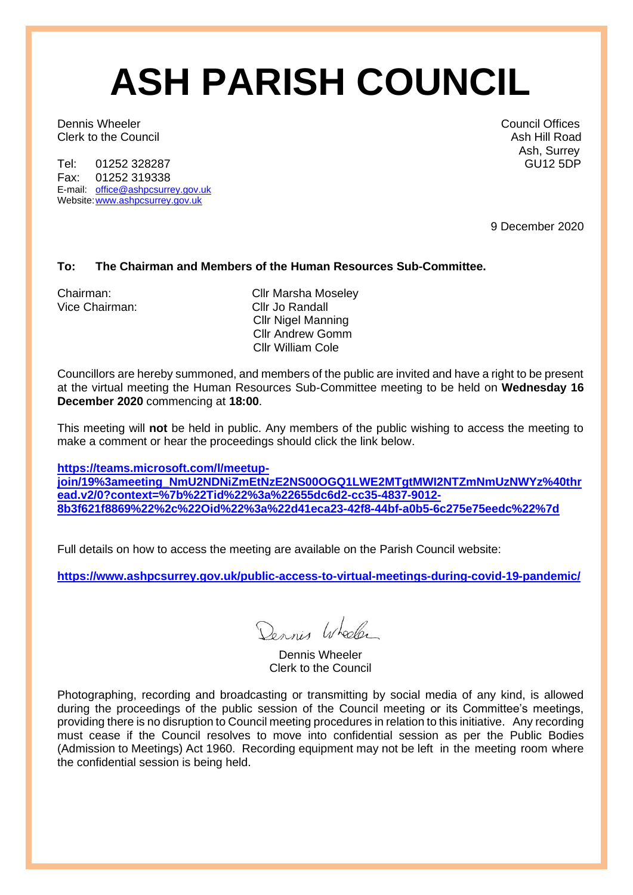# ASH PARISH COUNCIL

Dennis Wheeler
Clerk to the Council

Council Offices
Ash Hill Road
Ash, Surrey
GU12 5DP

Tel: 01252 328287
Fax: 01252 319338
E-mail: office@ashpcsurrey.gov.uk
Website: www.ashpcsurrey.gov.uk

9 December 2020

**To: The Chairman and Members of the Human Resources Sub-Committee.**

Chairman: Cllr Marsha Moseley
Vice Chairman: Cllr Jo Randall
Cllr Nigel Manning
Cllr Andrew Gomm
Cllr William Cole

Councillors are hereby summoned, and members of the public are invited and have a right to be present at the virtual meeting the Human Resources Sub-Committee meeting to be held on **Wednesday 16 December 2020** commencing at **18:00**.

This meeting will **not** be held in public. Any members of the public wishing to access the meeting to make a comment or hear the proceedings should click the link below.

**https://teams.microsoft.com/l/meetup-join/19%3ameeting_NmU2NDNiZmEtNzE2NS00OGQ1LWE2MTgtMWI2NTZmNmUzNWYz%40thread.v2/0?context=%7b%22Tid%22%3a%22655dc6d2-cc35-4837-9012-8b3f621f8869%22%2c%22Oid%22%3a%22d41eca23-42f8-44bf-a0b5-6c275e75eedc%22%7d**

Full details on how to access the meeting are available on the Parish Council website:

**https://www.ashpcsurrey.gov.uk/public-access-to-virtual-meetings-during-covid-19-pandemic/**

Dennis Wheeler
Clerk to the Council

Photographing, recording and broadcasting or transmitting by social media of any kind, is allowed during the proceedings of the public session of the Council meeting or its Committee's meetings, providing there is no disruption to Council meeting procedures in relation to this initiative. Any recording must cease if the Council resolves to move into confidential session as per the Public Bodies (Admission to Meetings) Act 1960. Recording equipment may not be left in the meeting room where the confidential session is being held.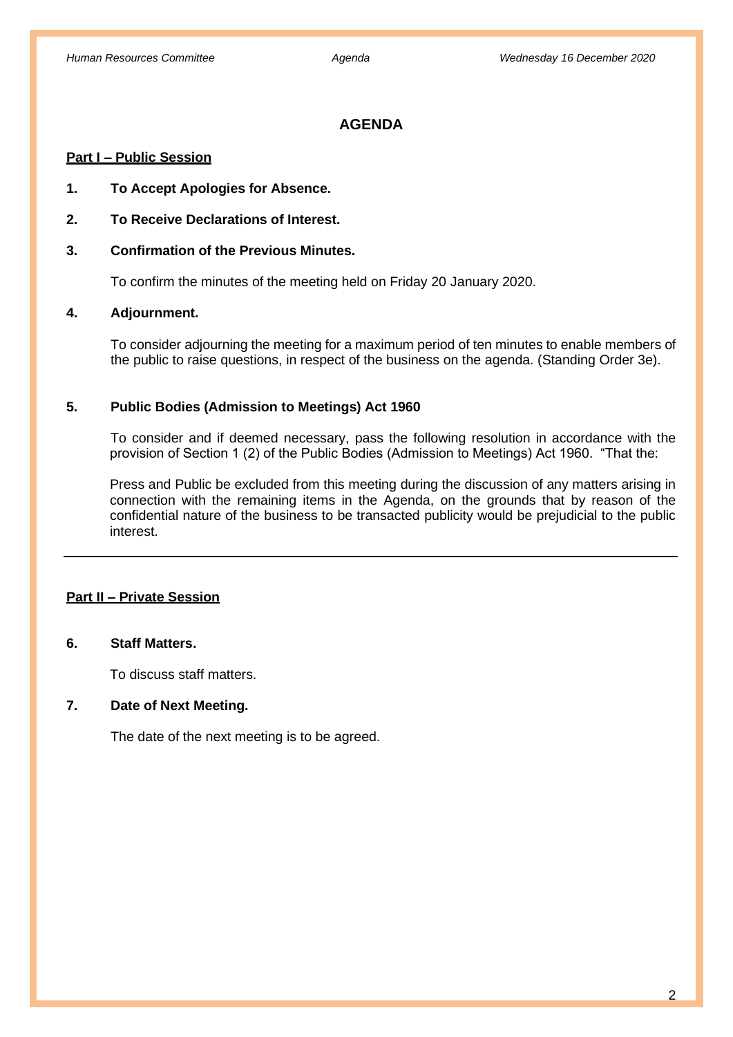# AGENDA

**Part I – Public Session**

**1. To Accept Apologies for Absence.**

**2. To Receive Declarations of Interest.**

**3. Confirmation of the Previous Minutes.**

To confirm the minutes of the meeting held on Friday 20 January 2020.

**4. Adjournment.**

To consider adjourning the meeting for a maximum period of ten minutes to enable members of the public to raise questions, in respect of the business on the agenda. (Standing Order 3e).

**5. Public Bodies (Admission to Meetings) Act 1960**

To consider and if deemed necessary, pass the following resolution in accordance with the provision of Section 1 (2) of the Public Bodies (Admission to Meetings) Act 1960. "That the:

Press and Public be excluded from this meeting during the discussion of any matters arising in connection with the remaining items in the Agenda, on the grounds that by reason of the confidential nature of the business to be transacted publicity would be prejudicial to the public interest.

---

**Part II – Private Session**

**6. Staff Matters.**

To discuss staff matters.

**7. Date of Next Meeting.**

The date of the next meeting is to be agreed.